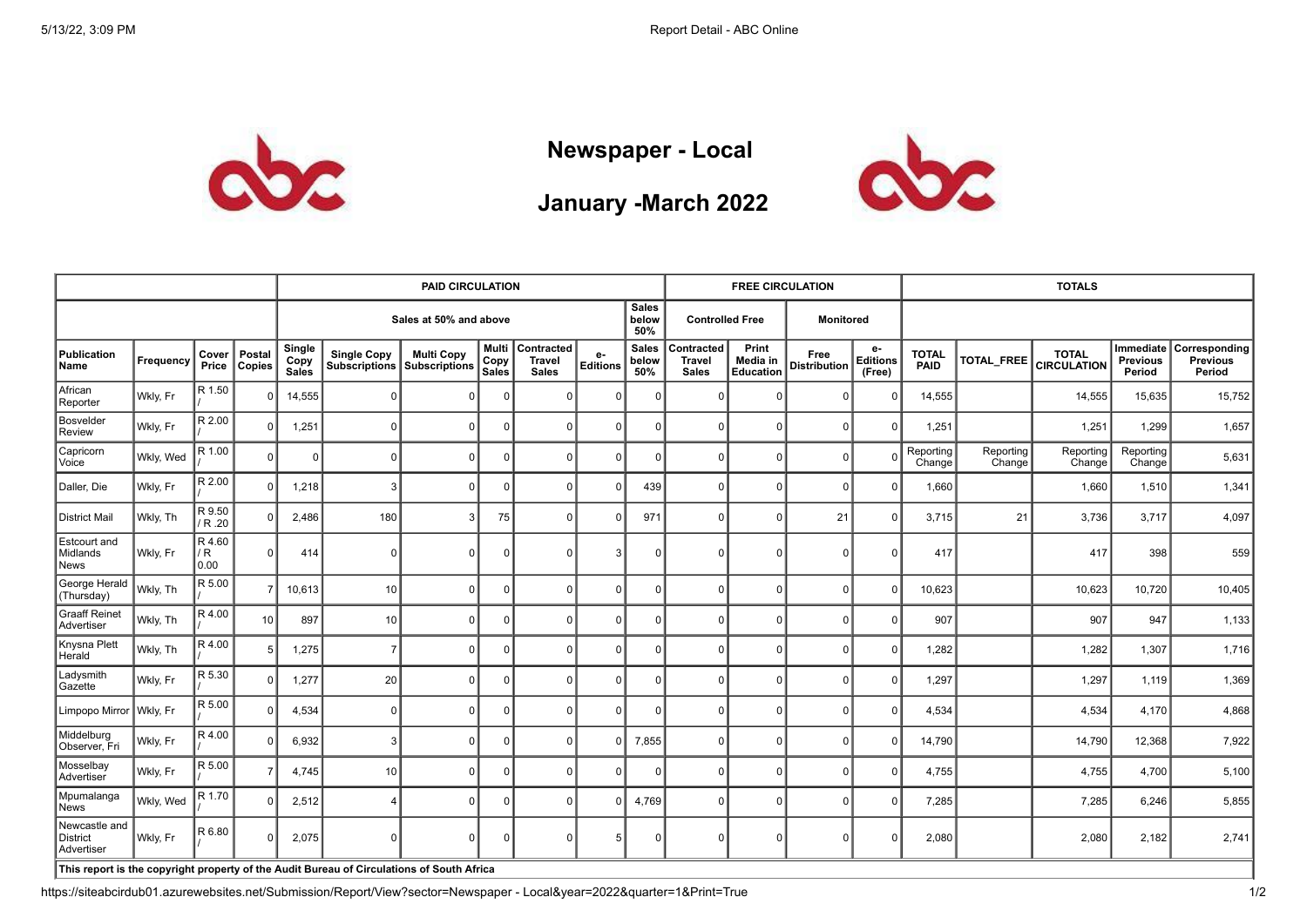# Newspaper - Local

## January -March 2022

| | | | | PAID CIRCULATION | | | | | | | FREE CIRCULATION | | | | TOTALS | | | | |
|---|---|---|---|---|---|---|---|---|---|---|---|---|---|---|---|---|---|---|---|
| | | | | Sales at 50% and above | | | | | | Sales below 50% | Controlled Free | | Monitored | | | | | | |
| Publication Name | Frequency | Cover Price | Postal Copies | Single Copy Sales | Single Copy Subscriptions | Multi Copy Subscriptions | Multi Copy Sales | Contracted Travel Sales | e-Editions | Sales below 50% | Contracted Travel Sales | Print Media in Education | Free Distribution | e-Editions (Free) | TOTAL PAID | TOTAL_FREE | TOTAL CIRCULATION | Immediate Previous Period | Corresponding Previous Period |
| African Reporter | Wkly, Fr | R 1.50 / | 0 | 14,555 | 0 | 0 | 0 | 0 | 0 | 0 | 0 | 0 | 0 | 0 | 14,555 | | 14,555 | 15,635 | 15,752 |
| Bosvelder Review | Wkly, Fr | R 2.00 / | 0 | 1,251 | 0 | 0 | 0 | 0 | 0 | 0 | 0 | 0 | 0 | 0 | 1,251 | | 1,251 | 1,299 | 1,657 |
| Capricorn Voice | Wkly, Wed | R 1.00 / | 0 | 0 | 0 | 0 | 0 | 0 | 0 | 0 | 0 | 0 | 0 | 0 | Reporting Change | Reporting Change | Reporting Change | Reporting Change | 5,631 |
| Daller, Die | Wkly, Fr | R 2.00 / | 0 | 1,218 | 3 | 0 | 0 | 0 | 0 | 439 | 0 | 0 | 0 | 0 | 1,660 | | 1,660 | 1,510 | 1,341 |
| District Mail | Wkly, Th | R 9.50 / R .20 | 0 | 2,486 | 180 | 3 | 75 | 0 | 0 | 971 | 0 | 0 | 21 | 0 | 3,715 | 21 | 3,736 | 3,717 | 4,097 |
| Estcourt and Midlands News | Wkly, Fr | R 4.60 / R 0.00 | 0 | 414 | 0 | 0 | 0 | 0 | 3 | 0 | 0 | 0 | 0 | 0 | 417 | | 417 | 398 | 559 |
| George Herald (Thursday) | Wkly, Th | R 5.00 / | 7 | 10,613 | 10 | 0 | 0 | 0 | 0 | 0 | 0 | 0 | 0 | 0 | 10,623 | | 10,623 | 10,720 | 10,405 |
| Graaff Reinet Advertiser | Wkly, Th | R 4.00 / | 10 | 897 | 10 | 0 | 0 | 0 | 0 | 0 | 0 | 0 | 0 | 0 | 907 | | 907 | 947 | 1,133 |
| Knysna Plett Herald | Wkly, Th | R 4.00 / | 5 | 1,275 | 7 | 0 | 0 | 0 | 0 | 0 | 0 | 0 | 0 | 0 | 1,282 | | 1,282 | 1,307 | 1,716 |
| Ladysmith Gazette | Wkly, Fr | R 5.30 / | 0 | 1,277 | 20 | 0 | 0 | 0 | 0 | 0 | 0 | 0 | 0 | 0 | 1,297 | | 1,297 | 1,119 | 1,369 |
| Limpopo Mirror | Wkly, Fr | R 5.00 / | 0 | 4,534 | 0 | 0 | 0 | 0 | 0 | 0 | 0 | 0 | 0 | 0 | 4,534 | | 4,534 | 4,170 | 4,868 |
| Middelburg Observer, Fri | Wkly, Fr | R 4.00 / | 0 | 6,932 | 3 | 0 | 0 | 0 | 0 | 7,855 | 0 | 0 | 0 | 0 | 14,790 | | 14,790 | 12,368 | 7,922 |
| Mosselbay Advertiser | Wkly, Fr | R 5.00 / | 7 | 4,745 | 10 | 0 | 0 | 0 | 0 | 0 | 0 | 0 | 0 | 0 | 4,755 | | 4,755 | 4,700 | 5,100 |
| Mpumalanga News | Wkly, Wed | R 1.70 / | 0 | 2,512 | 4 | 0 | 0 | 0 | 0 | 4,769 | 0 | 0 | 0 | 0 | 7,285 | | 7,285 | 6,246 | 5,855 |
| Newcastle and District Advertiser | Wkly, Fr | R 6.80 / | 0 | 2,075 | 0 | 0 | 0 | 0 | 5 | 0 | 0 | 0 | 0 | 0 | 2,080 | | 2,080 | 2,182 | 2,741 |

**This report is the copyright property of the Audit Bureau of Circulations of South Africa**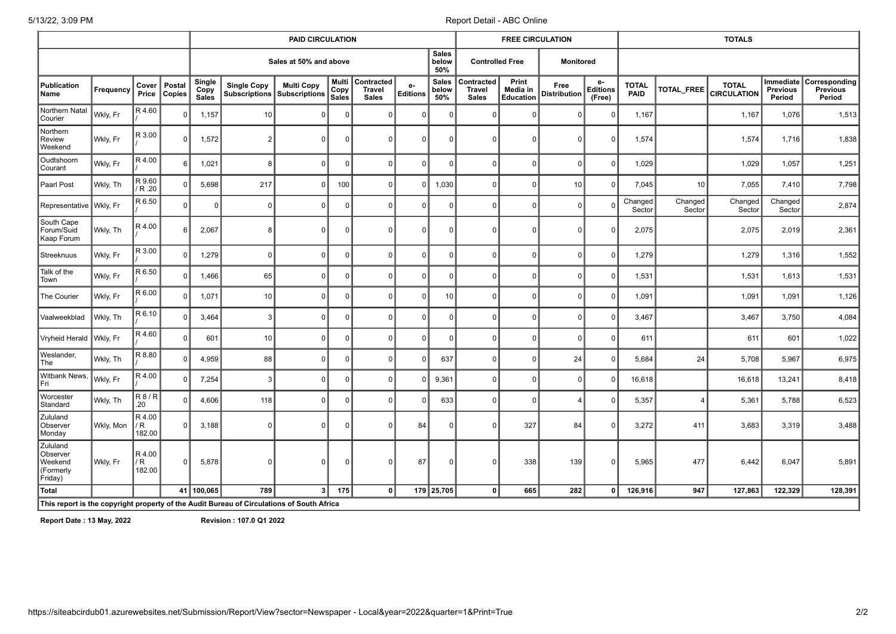| | | | | PAID CIRCULATION | | | | | | | FREE CIRCULATION | | | | TOTALS | | | | |
|---|---|---|---|---|---|---|---|---|---|---|---|---|---|---|---|---|---|---|---|
| | | | | Sales at 50% and above | | | | | | Sales below 50% | Controlled Free | | Monitored | | | | | | |
| Publication Name | Frequency | Cover Price | Postal Copies | Single Copy Sales | Single Copy Subscriptions | Multi Copy Subscriptions | Multi Copy Sales | Contracted Travel Sales | e-Editions | Sales below 50% | Contracted Travel Sales | Print Media in Education | Free Distribution | e-Editions (Free) | TOTAL PAID | TOTAL_FREE | TOTAL CIRCULATION | Immediate Previous Period | Corresponding Previous Period |
| Northern Natal Courier | Wkly, Fr | R 4.60 / | 0 | 1,157 | 10 | 0 | 0 | 0 | 0 | 0 | 0 | 0 | 0 | 0 | 1,167 | | 1,167 | 1,076 | 1,513 |
| Northern Review Weekend | Wkly, Fr | R 3.00 / | 0 | 1,572 | 2 | 0 | 0 | 0 | 0 | 0 | 0 | 0 | 0 | 0 | 1,574 | | 1,574 | 1,716 | 1,838 |
| Oudtshoorn Courant | Wkly, Fr | R 4.00 / | 6 | 1,021 | 8 | 0 | 0 | 0 | 0 | 0 | 0 | 0 | 0 | 0 | 1,029 | | 1,029 | 1,057 | 1,251 |
| Paarl Post | Wkly, Th | R 9.60 / R .20 | 0 | 5,698 | 217 | 0 | 100 | 0 | 0 | 1,030 | 0 | 0 | 10 | 0 | 7,045 | 10 | 7,055 | 7,410 | 7,798 |
| Representative | Wkly, Fr | R 6.50 / | 0 | 0 | 0 | 0 | 0 | 0 | 0 | 0 | 0 | 0 | 0 | 0 | Changed Sector | Changed Sector | Changed Sector | Changed Sector | 2,874 |
| South Cape Forum/Suid Kaap Forum | Wkly, Th | R 4.00 / | 6 | 2,067 | 8 | 0 | 0 | 0 | 0 | 0 | 0 | 0 | 0 | 0 | 2,075 | | 2,075 | 2,019 | 2,361 |
| Streeknuus | Wkly, Fr | R 3.00 / | 0 | 1,279 | 0 | 0 | 0 | 0 | 0 | 0 | 0 | 0 | 0 | 0 | 1,279 | | 1,279 | 1,316 | 1,552 |
| Talk of the Town | Wkly, Fr | R 6.50 / | 0 | 1,466 | 65 | 0 | 0 | 0 | 0 | 0 | 0 | 0 | 0 | 0 | 1,531 | | 1,531 | 1,613 | 1,531 |
| The Courier | Wkly, Fr | R 6.00 / | 0 | 1,071 | 10 | 0 | 0 | 0 | 0 | 10 | 0 | 0 | 0 | 0 | 1,091 | | 1,091 | 1,091 | 1,126 |
| Vaalweekblad | Wkly, Th | R 6.10 / | 0 | 3,464 | 3 | 0 | 0 | 0 | 0 | 0 | 0 | 0 | 0 | 0 | 3,467 | | 3,467 | 3,750 | 4,084 |
| Vryheid Herald | Wkly, Fr | R 4.60 / | 0 | 601 | 10 | 0 | 0 | 0 | 0 | 0 | 0 | 0 | 0 | 0 | 611 | | 611 | 601 | 1,022 |
| Weslander, The | Wkly, Th | R 8.80 / | 0 | 4,959 | 88 | 0 | 0 | 0 | 0 | 637 | 0 | 0 | 24 | 0 | 5,684 | 24 | 5,708 | 5,967 | 6,975 |
| Witbank News, Fri | Wkly, Fr | R 4.00 / | 0 | 7,254 | 3 | 0 | 0 | 0 | 0 | 9,361 | 0 | 0 | 0 | 0 | 16,618 | | 16,618 | 13,241 | 8,418 |
| Worcester Standard | Wkly, Th | R 8 / R .20 | 0 | 4,606 | 118 | 0 | 0 | 0 | 0 | 633 | 0 | 0 | 4 | 0 | 5,357 | 4 | 5,361 | 5,788 | 6,523 |
| Zululand Observer Monday | Wkly, Mon | R 4.00 / R 182.00 | 0 | 3,188 | 0 | 0 | 0 | 0 | 84 | 0 | 0 | 327 | 84 | 0 | 3,272 | 411 | 3,683 | 3,319 | 3,488 |
| Zululand Observer Weekend (Formerly Friday) | Wkly, Fr | R 4.00 / R 182.00 | 0 | 5,878 | 0 | 0 | 0 | 0 | 87 | 0 | 0 | 338 | 139 | 0 | 5,965 | 477 | 6,442 | 6,047 | 5,891 |
| **Total** | | | **41** | **100,065** | **789** | **3** | **175** | **0** | **179** | **25,705** | **0** | **665** | **282** | **0** | **126,916** | **947** | **127,863** | **122,329** | **128,391** |

**This report is the copyright property of the Audit Bureau of Circulations of South Africa**

**Report Date : 13 May, 2022** **Revision : 107.0 Q1 2022**